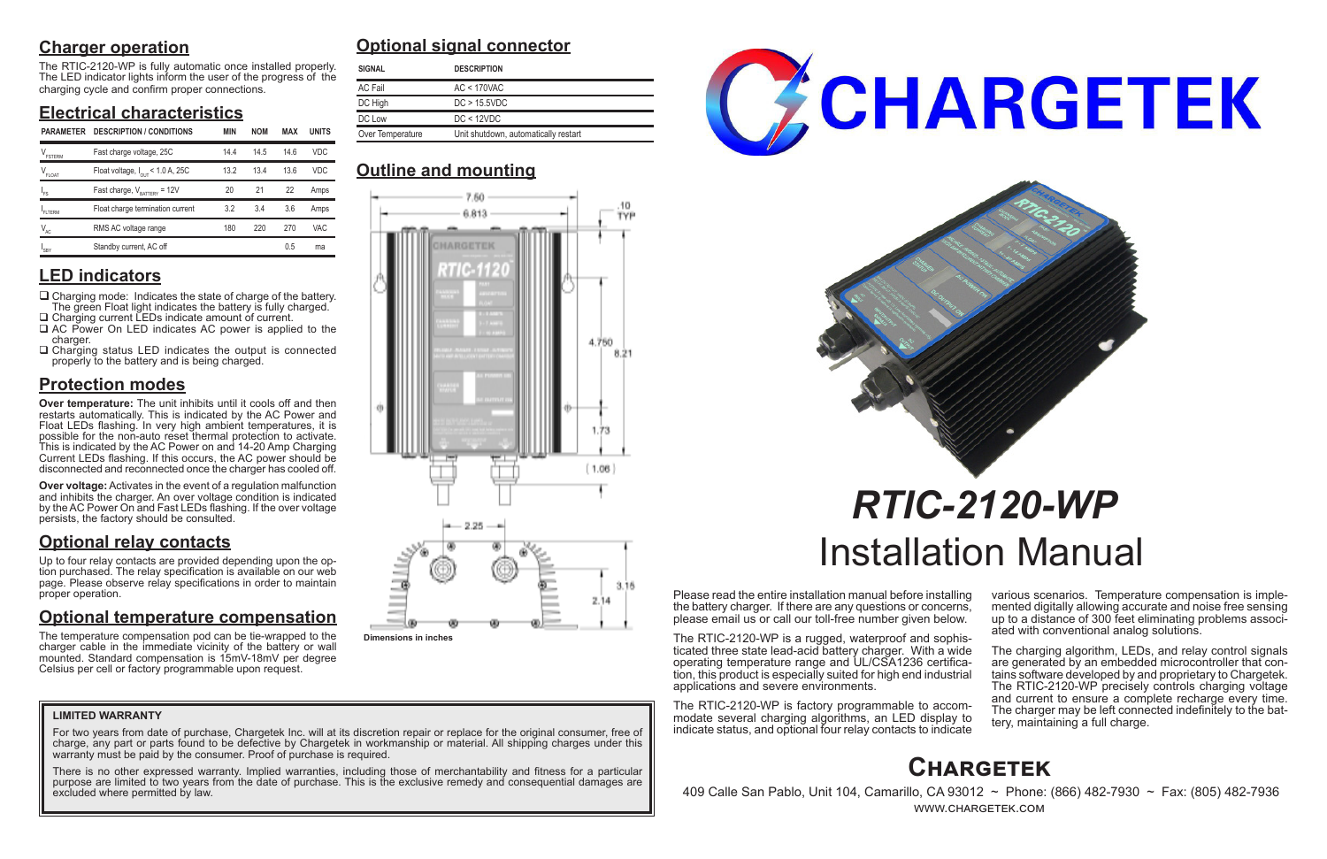## Charger operation

The RTIC-2120-WP is fully automatic once installed properly. The LED indicator lights inform the user of the progress of the charging cycle and confirm proper connections.

## Electrical characteristics

| PARAMETER | DESCRIPTION / CONDITIONS | MIN | NOM | MAX | UNITS |
|---|---|---|---|---|---|
| $V_{FSTERM}$ | Fast charge voltage, 25C | 14.4 | 14.5 | 14.6 | VDC |
| $V_{FLOAT}$ | Float voltage, $I_{OUT}$ < 1.0 A, 25C | 13.2 | 13.4 | 13.6 | VDC |
| $I_{FS}$ | Fast charge, $V_{BATTERY}$ = 12V | 20 | 21 | 22 | Amps |
| $I_{FLTERM}$ | Float charge termination current | 3.2 | 3.4 | 3.6 | Amps |
| $V_{AC}$ | RMS AC voltage range | 180 | 220 | 270 | VAC |
| $I_{SBY}$ | Standby current, AC off | | | 0.5 | ma |

## LED indicators

- ❑ Charging mode: Indicates the state of charge of the battery. The green Float light indicates the battery is fully charged.
- ❑ Charging current LEDs indicate amount of current.
- ❑ AC Power On LED indicates AC power is applied to the charger.
- ❑ Charging status LED indicates the output is connected properly to the battery and is being charged.

## Protection modes

**Over temperature:** The unit inhibits until it cools off and then restarts automatically. This is indicated by the AC Power and Float LEDs flashing. In very high ambient temperatures, it is possible for the non-auto reset thermal protection to activate. This is indicated by the AC Power on and 14-20 Amp Charging Current LEDs flashing. If this occurs, the AC power should be disconnected and reconnected once the charger has cooled off.

**Over voltage:** Activates in the event of a regulation malfunction and inhibits the charger. An over voltage condition is indicated by the AC Power On and Fast LEDs flashing. If the over voltage persists, the factory should be consulted.

## Optional relay contacts

Up to four relay contacts are provided depending upon the option purchased. The relay specification is available on our web page. Please observe relay specifications in order to maintain proper operation.

## Optional temperature compensation

The temperature compensation pod can be tie-wrapped to the charger cable in the immediate vicinity of the battery or wall mounted. Standard compensation is 15mV-18mV per degree Celsius per cell or factory programmable upon request.

## Optional signal connector

| SIGNAL | DESCRIPTION |
|---|---|
| AC Fail | AC < 170VAC |
| DC High | DC > 15.5VDC |
| DC Low | DC < 12VDC |
| Over Temperature | Unit shutdown, automatically restart |

## Outline and mounting

Dimensions in inches

**LIMITED WARRANTY**

For two years from date of purchase, Chargetek Inc. will at its discretion repair or replace for the original consumer, free of charge, any part or parts found to be defective by Chargetek in workmanship or material. All shipping charges under this warranty must be paid by the consumer. Proof of purchase is required.

There is no other expressed warranty. Implied warranties, including those of merchantability and fitness for a particular purpose are limited to two years from the date of purchase. This is the exclusive remedy and consequential damages are excluded where permitted by law.

# CHARGETEK

# *RTIC-2120-WP*

# Installation Manual

Please read the entire installation manual before installing the battery charger. If there are any questions or concerns, please email us or call our toll-free number given below.

The RTIC-2120-WP is a rugged, waterproof and sophisticated three state lead-acid battery charger. With a wide operating temperature range and UL/CSA1236 certification, this product is especially suited for high end industrial applications and severe environments.

The RTIC-2120-WP is factory programmable to accommodate several charging algorithms, an LED display to indicate status, and optional four relay contacts to indicate various scenarios. Temperature compensation is implemented digitally allowing accurate and noise free sensing up to a distance of 300 feet eliminating problems associated with conventional analog solutions.

The charging algorithm, LEDs, and relay control signals are generated by an embedded microcontroller that contains software developed by and proprietary to Chargetek. The RTIC-2120-WP precisely controls charging voltage and current to ensure a complete recharge every time. The charger may be left connected indefinitely to the battery, maintaining a full charge.

## CHARGETEK

409 Calle San Pablo, Unit 104, Camarillo, CA 93012 ~ Phone: (866) 482-7930 ~ Fax: (805) 482-7936

WWW.CHARGETEK.COM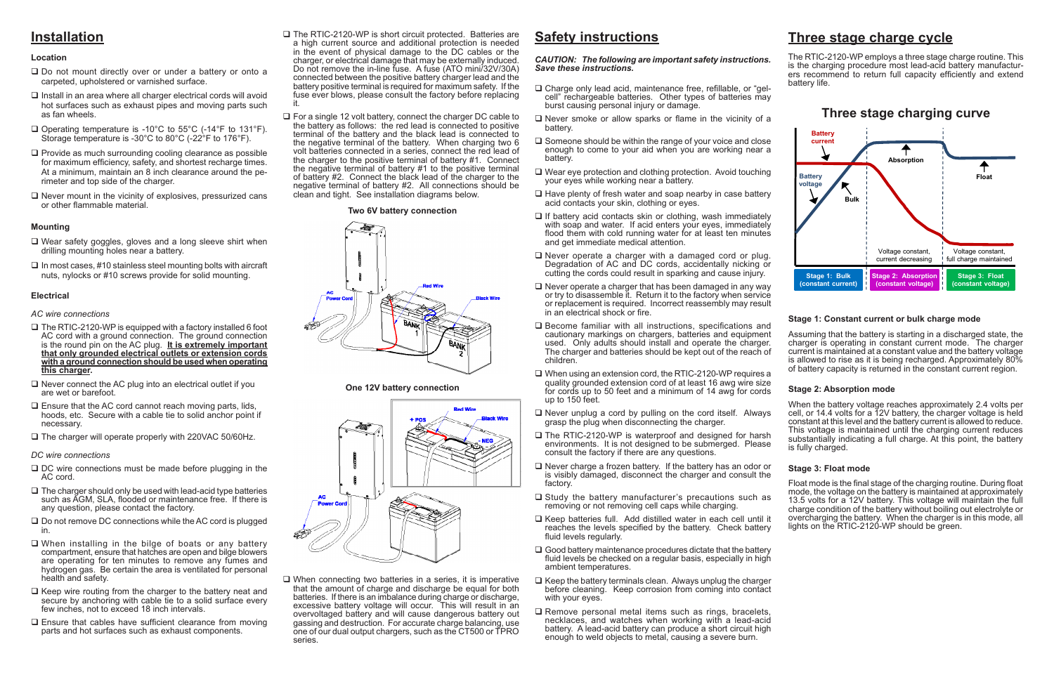## Installation

### Location

- ❑ Do not mount directly over or under a battery or onto a carpeted, upholstered or varnished surface.
- ❑ Install in an area where all charger electrical cords will avoid hot surfaces such as exhaust pipes and moving parts such as fan wheels.
- ❑ Operating temperature is -10°C to 55°C (-14°F to 131°F). Storage temperature is -30°C to 80°C (-22°F to 176°F).
- ❑ Provide as much surrounding cooling clearance as possible for maximum efficiency, safety, and shortest recharge times. At a minimum, maintain an 8 inch clearance around the perimeter and top side of the charger.
- ❑ Never mount in the vicinity of explosives, pressurized cans or other flammable material.

### Mounting

- ❑ Wear safety goggles, gloves and a long sleeve shirt when drilling mounting holes near a battery.
- ❑ In most cases, #10 stainless steel mounting bolts with aircraft nuts, nylocks or #10 screws provide for solid mounting.

### Electrical

*AC wire connections*

- ❑ The RTIC-2120-WP is equipped with a factory installed 6 foot AC cord with a ground connection. The ground connection is the round pin on the AC plug. **It is extremely important that only grounded electrical outlets or extension cords with a ground connection should be used when operating this charger.**
- ❑ Never connect the AC plug into an electrical outlet if you are wet or barefoot.
- ❑ Ensure that the AC cord cannot reach moving parts, lids, hoods, etc. Secure with a cable tie to solid anchor point if necessary.
- ❑ The charger will operate properly with 220VAC 50/60Hz.

*DC wire connections*

- ❑ DC wire connections must be made before plugging in the AC cord.
- ❑ The charger should only be used with lead-acid type batteries such as AGM, SLA, flooded or maintenance free. If there is any question, please contact the factory.
- ❑ Do not remove DC connections while the AC cord is plugged in.
- ❑ When installing in the bilge of boats or any battery compartment, ensure that hatches are open and bilge blowers are operating for ten minutes to remove any fumes and hydrogen gas. Be certain the area is ventilated for personal health and safety.
- ❑ Keep wire routing from the charger to the battery neat and secure by anchoring with cable tie to a solid surface every few inches, not to exceed 18 inch intervals.
- ❑ Ensure that cables have sufficient clearance from moving parts and hot surfaces such as exhaust components.
- ❑ The RTIC-2120-WP is short circuit protected. Batteries are a high current source and additional protection is needed in the event of physical damage to the DC cables or the charger, or electrical damage that may be externally induced. Do not remove the in-line fuse. A fuse (ATO mini/32V/30A) connected between the positive battery charger lead and the battery positive terminal is required for maximum safety. If the fuse ever blows, please consult the factory before replacing it.
- ❑ For a single 12 volt battery, connect the charger DC cable to the battery as follows: the red lead is connected to positive terminal of the battery and the black lead is connected to the negative terminal of the battery. When charging two 6 volt batteries connected in a series, connect the red lead of the charger to the positive terminal of battery #1. Connect the negative terminal of battery #1 to the positive terminal of battery #2. Connect the black lead of the charger to the negative terminal of battery #2. All connections should be clean and tight. See installation diagrams below.

**Two 6V battery connection**

AC Power Cord
Red Wire
Black Wire
BANK 1
BANK 2

**One 12V battery connection**

Red Wire
Black Wire
+ POS
- NEG
AC Power Cord

- ❑ When connecting two batteries in a series, it is imperative that the amount of charge and discharge be equal for both batteries. If there is an imbalance during charge or discharge, excessive battery voltage will occur. This will result in an overvoltaged battery and will cause dangerous battery out gassing and destruction. For accurate charge balancing, use one of our dual output chargers, such as the CT500 or TPRO series.

## Safety instructions

***CAUTION: The following are important safety instructions. Save these instructions.***

- ❑ Charge only lead acid, maintenance free, refillable, or "gel-cell" rechargeable batteries. Other types of batteries may burst causing personal injury or damage.
- ❑ Never smoke or allow sparks or flame in the vicinity of a battery.
- ❑ Someone should be within the range of your voice and close enough to come to your aid when you are working near a battery.
- ❑ Wear eye protection and clothing protection. Avoid touching your eyes while working near a battery.
- ❑ Have plenty of fresh water and soap nearby in case battery acid contacts your skin, clothing or eyes.
- ❑ If battery acid contacts skin or clothing, wash immediately with soap and water. If acid enters your eyes, immediately flood them with cold running water for at least ten minutes and get immediate medical attention.
- ❑ Never operate a charger with a damaged cord or plug. Degradation of AC and DC cords, accidentally nicking or cutting the cords could result in sparking and cause injury.
- ❑ Never operate a charger that has been damaged in any way or try to disassemble it. Return it to the factory when service or replacement is required. Incorrect reassembly may result in an electrical shock or fire.
- ❑ Become familiar with all instructions, specifications and cautionary markings on chargers, batteries and equipment used. Only adults should install and operate the charger. The charger and batteries should be kept out of the reach of children.
- ❑ When using an extension cord, the RTIC-2120-WP requires a quality grounded extension cord of at least 16 awg wire size for cords up to 50 feet and a minimum of 14 awg for cords up to 150 feet.
- ❑ Never unplug a cord by pulling on the cord itself. Always grasp the plug when disconnecting the charger.
- ❑ The RTIC-2120-WP is waterproof and designed for harsh environments. It is not designed to be submerged. Please consult the factory if there are any questions.
- ❑ Never charge a frozen battery. If the battery has an odor or is visibly damaged, disconnect the charger and consult the factory.
- ❑ Study the battery manufacturer's precautions such as removing or not removing cell caps while charging.
- ❑ Keep batteries full. Add distilled water in each cell until it reaches the levels specified by the battery. Check battery fluid levels regularly.
- ❑ Good battery maintenance procedures dictate that the battery fluid levels be checked on a regular basis, especially in high ambient temperatures.
- ❑ Keep the battery terminals clean. Always unplug the charger before cleaning. Keep corrosion from coming into contact with your eyes.
- ❑ Remove personal metal items such as rings, bracelets, necklaces, and watches when working with a lead-acid battery. A lead-acid battery can produce a short circuit high enough to weld objects to metal, causing a severe burn.

## Three stage charge cycle

The RTIC-2120-WP employs a three stage charge routine. This is the charging procedure most lead-acid battery manufacturers recommend to return full capacity efficiently and extend battery life.

**Three stage charging curve**

Battery current
Battery voltage
Bulk
Absorption
Float
Voltage constant, current decreasing
Voltage constant, full charge maintained
Stage 1: Bulk (constant current)
Stage 2: Absorption (constant voltage)
Stage 3: Float (constant voltage)

### Stage 1: Constant current or bulk charge mode

Assuming that the battery is starting in a discharged state, the charger is operating in constant current mode. The charger current is maintained at a constant value and the battery voltage is allowed to rise as it is being recharged. Approximately 80% of battery capacity is returned in the constant current region.

### Stage 2: Absorption mode

When the battery voltage reaches approximately 2.4 volts per cell, or 14.4 volts for a 12V battery, the charger voltage is held constant at this level and the battery current is allowed to reduce. This voltage is maintained until the charging current reduces substantially indicating a full charge. At this point, the battery is fully charged.

### Stage 3: Float mode

Float mode is the final stage of the charging routine. During float mode, the voltage on the battery is maintained at approximately 13.5 volts for a 12V battery. This voltage will maintain the full charge condition of the battery without boiling out electrolyte or overcharging the battery. When the charger is in this mode, all lights on the RTIC-2120-WP should be green.